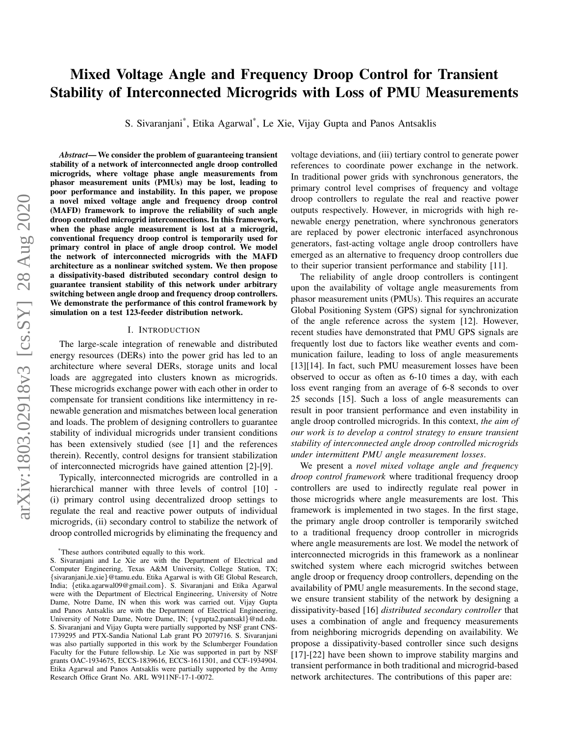# Mixed Voltage Angle and Frequency Droop Control for Transient Stability of Interconnected Microgrids with Loss of PMU Measurements

S. Sivaranjani*, Etika Agarwal*, Le Xie, Vijay Gupta and Panos Antsaklis

***Abstract*— We consider the problem of guaranteeing transient stability of a network of interconnected angle droop controlled microgrids, where voltage phase angle measurements from phasor measurement units (PMUs) may be lost, leading to poor performance and instability. In this paper, we propose a novel mixed voltage angle and frequency droop control (MAFD) framework to improve the reliability of such angle droop controlled microgrid interconnections. In this framework, when the phase angle measurement is lost at a microgrid, conventional frequency droop control is temporarily used for primary control in place of angle droop control. We model the network of interconnected microgrids with the MAFD architecture as a nonlinear switched system. We then propose a dissipativity-based distributed secondary control design to guarantee transient stability of this network under arbitrary switching between angle droop and frequency droop controllers. We demonstrate the performance of this control framework by simulation on a test 123-feeder distribution network.**

## I. Introduction

The large-scale integration of renewable and distributed energy resources (DERs) into the power grid has led to an architecture where several DERs, storage units and local loads are aggregated into clusters known as microgrids. These microgrids exchange power with each other in order to compensate for transient conditions like intermittency in renewable generation and mismatches between local generation and loads. The problem of designing controllers to guarantee stability of individual microgrids under transient conditions has been extensively studied (see [1] and the references therein). Recently, control designs for transient stabilization of interconnected microgrids have gained attention [2]-[9].

Typically, interconnected microgrids are controlled in a hierarchical manner with three levels of control [10] - (i) primary control using decentralized droop settings to regulate the real and reactive power outputs of individual microgrids, (ii) secondary control to stabilize the network of droop controlled microgrids by eliminating the frequency and voltage deviations, and (iii) tertiary control to generate power references to coordinate power exchange in the network. In traditional power grids with synchronous generators, the primary control level comprises of frequency and voltage droop controllers to regulate the real and reactive power outputs respectively. However, in microgrids with high renewable energy penetration, where synchronous generators are replaced by power electronic interfaced asynchronous generators, fast-acting voltage angle droop controllers have emerged as an alternative to frequency droop controllers due to their superior transient performance and stability [11].

The reliability of angle droop controllers is contingent upon the availability of voltage angle measurements from phasor measurement units (PMUs). This requires an accurate Global Positioning System (GPS) signal for synchronization of the angle reference across the system [12]. However, recent studies have demonstrated that PMU GPS signals are frequently lost due to factors like weather events and communication failure, leading to loss of angle measurements [13][14]. In fact, such PMU measurement losses have been observed to occur as often as 6-10 times a day, with each loss event ranging from an average of 6-8 seconds to over 25 seconds [15]. Such a loss of angle measurements can result in poor transient performance and even instability in angle droop controlled microgrids. In this context, *the aim of our work is to develop a control strategy to ensure transient stability of interconnected angle droop controlled microgrids under intermittent PMU angle measurement losses*.

We present a *novel mixed voltage angle and frequency droop control framework* where traditional frequency droop controllers are used to indirectly regulate real power in those microgrids where angle measurements are lost. This framework is implemented in two stages. In the first stage, the primary angle droop controller is temporarily switched to a traditional frequency droop controller in microgrids where angle measurements are lost. We model the network of interconnected microgrids in this framework as a nonlinear switched system where each microgrid switches between angle droop or frequency droop controllers, depending on the availability of PMU angle measurements. In the second stage, we ensure transient stability of the network by designing a dissipativity-based [16] *distributed secondary controller* that uses a combination of angle and frequency measurements from neighboring microgrids depending on availability. We propose a dissipativity-based controller since such designs [17]-[22] have been shown to improve stability margins and transient performance in both traditional and microgrid-based network architectures. The contributions of this paper are:

---

*These authors contributed equally to this work.
S. Sivaranjani and Le Xie are with the Department of Electrical and Computer Engineering, Texas A&M University, College Station, TX; {sivaranjani,le.xie}@tamu.edu. Etika Agarwal is with GE Global Research, India; {etika.agarwal09@gmail.com}. S. Sivaranjani and Etika Agarwal were with the Department of Electrical Engineering, University of Notre Dame, Notre Dame, IN when this work was carried out. Vijay Gupta and Panos Antsaklis are with the Department of Electrical Engineering, University of Notre Dame, Notre Dame, IN; {vgupta2,pantsakl}@nd.edu. S. Sivaranjani and Vijay Gupta were partially supported by NSF grant CNS-1739295 and PTX-Sandia National Lab grant PO 2079716. S. Sivaranjani was also partially supported in this work by the Sclumberger Foundation Faculty for the Future fellowship. Le Xie was supported in part by NSF grants OAC-1934675, ECCS-1839616, ECCS-1611301, and CCF-1934904. Etika Agarwal and Panos Antsaklis were partially supported by the Army Research Office Grant No. ARL W911NF-17-1-0072.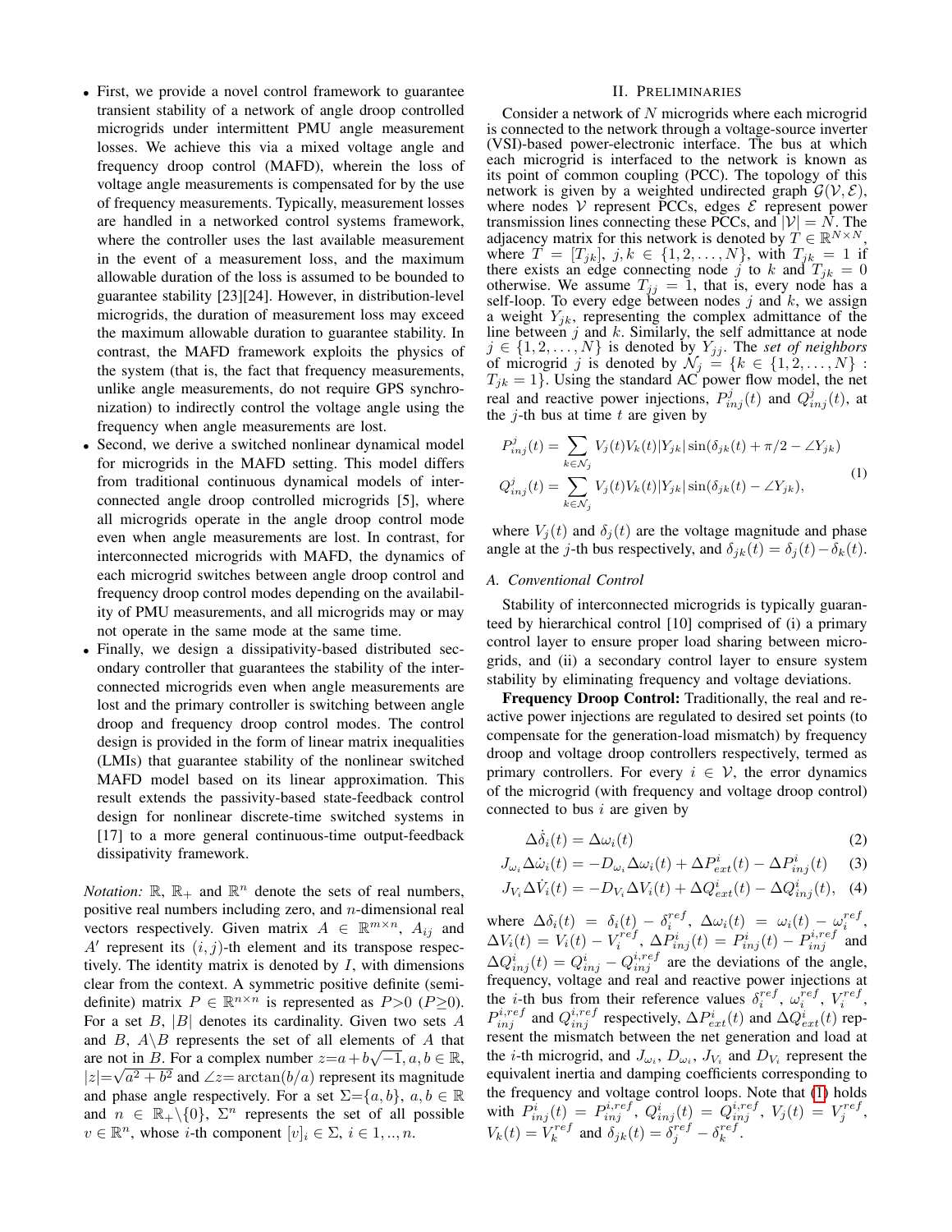- First, we provide a novel control framework to guarantee transient stability of a network of angle droop controlled microgrids under intermittent PMU angle measurement losses. We achieve this via a mixed voltage angle and frequency droop control (MAFD), wherein the loss of voltage angle measurements is compensated for by the use of frequency measurements. Typically, measurement losses are handled in a networked control systems framework, where the controller uses the last available measurement in the event of a measurement loss, and the maximum allowable duration of the loss is assumed to be bounded to guarantee stability [23][24]. However, in distribution-level microgrids, the duration of measurement loss may exceed the maximum allowable duration to guarantee stability. In contrast, the MAFD framework exploits the physics of the system (that is, the fact that frequency measurements, unlike angle measurements, do not require GPS synchronization) to indirectly control the voltage angle using the frequency when angle measurements are lost.
- Second, we derive a switched nonlinear dynamical model for microgrids in the MAFD setting. This model differs from traditional continuous dynamical models of interconnected angle droop controlled microgrids [5], where all microgrids operate in the angle droop control mode even when angle measurements are lost. In contrast, for interconnected microgrids with MAFD, the dynamics of each microgrid switches between angle droop control and frequency droop control modes depending on the availability of PMU measurements, and all microgrids may or may not operate in the same mode at the same time.
- Finally, we design a dissipativity-based distributed secondary controller that guarantees the stability of the interconnected microgrids even when angle measurements are lost and the primary controller is switching between angle droop and frequency droop control modes. The control design is provided in the form of linear matrix inequalities (LMIs) that guarantee stability of the nonlinear switched MAFD model based on its linear approximation. This result extends the passivity-based state-feedback control design for nonlinear discrete-time switched systems in [17] to a more general continuous-time output-feedback dissipativity framework.

*Notation:* $\mathbb{R}$, $\mathbb{R}_+$ and $\mathbb{R}^n$ denote the sets of real numbers, positive real numbers including zero, and $n$-dimensional real vectors respectively. Given matrix $A \in \mathbb{R}^{m\times n}$, $A_{ij}$ and $A'$ represent its $(i,j)$-th element and its transpose respectively. The identity matrix is denoted by $I$, with dimensions clear from the context. A symmetric positive definite (semi-definite) matrix $P \in \mathbb{R}^{n\times n}$ is represented as $P{>}0$ ($P{\geq}0$). For a set $B$, $|B|$ denotes its cardinality. Given two sets $A$ and $B$, $A\backslash B$ represents the set of all elements of $A$ that are not in $B$. For a complex number $z{=}a+b\sqrt{-1}, a,b \in \mathbb{R}$, $|z|{=}\sqrt{a^2+b^2}$ and $\angle z{=}\arctan(b/a)$ represent its magnitude and phase angle respectively. For a set $\Sigma{=}\{a,b\}$, $a,b \in \mathbb{R}$ and $n \in \mathbb{R}_+\backslash\{0\}$, $\Sigma^n$ represents the set of all possible $v \in \mathbb{R}^n$, whose $i$-th component $[v]_i \in \Sigma$, $i \in 1,..,n$.

## II. Preliminaries

Consider a network of $N$ microgrids where each microgrid is connected to the network through a voltage-source inverter (VSI)-based power-electronic interface. The bus at which each microgrid is interfaced to the network is known as its point of common coupling (PCC). The topology of this network is given by a weighted undirected graph $\mathcal{G}(\mathcal{V},\mathcal{E})$, where nodes $\mathcal{V}$ represent PCCs, edges $\mathcal{E}$ represent power transmission lines connecting these PCCs, and $|\mathcal{V}| = N$. The adjacency matrix for this network is denoted by $T \in \mathbb{R}^{N\times N}$, where $T = [T_{jk}]$, $j,k \in \{1,2,\ldots,N\}$, with $T_{jk} = 1$ if there exists an edge connecting node $j$ to $k$ and $T_{jk} = 0$ otherwise. We assume $T_{jj} = 1$, that is, every node has a self-loop. To every edge between nodes $j$ and $k$, we assign a weight $Y_{jk}$, representing the complex admittance of the line between $j$ and $k$. Similarly, the self admittance at node $j \in \{1,2,\ldots,N\}$ is denoted by $Y_{jj}$. The *set of neighbors* of microgrid $j$ is denoted by $\mathcal{N}_j = \{k \in \{1,2,\ldots,N\} : T_{jk} = 1\}$. Using the standard AC power flow model, the net real and reactive power injections, $P^j_{inj}(t)$ and $Q^j_{inj}(t)$, at the $j$-th bus at time $t$ are given by

$$
\begin{aligned}
P^j_{inj}(t) &= \sum_{k\in\mathcal{N}_j} V_j(t)V_k(t)|Y_{jk}|\sin(\delta_{jk}(t)+\pi/2-\angle Y_{jk}) \\
Q^j_{inj}(t) &= \sum_{k\in\mathcal{N}_j} V_j(t)V_k(t)|Y_{jk}|\sin(\delta_{jk}(t)-\angle Y_{jk}),
\end{aligned}
\tag{1}
$$

where $V_j(t)$ and $\delta_j(t)$ are the voltage magnitude and phase angle at the $j$-th bus respectively, and $\delta_{jk}(t) = \delta_j(t) - \delta_k(t)$.

### A. Conventional Control

Stability of interconnected microgrids is typically guaranteed by hierarchical control [10] comprised of (i) a primary control layer to ensure proper load sharing between microgrids, and (ii) a secondary control layer to ensure system stability by eliminating frequency and voltage deviations.

**Frequency Droop Control:** Traditionally, the real and reactive power injections are regulated to desired set points (to compensate for the generation-load mismatch) by frequency droop and voltage droop controllers respectively, termed as primary controllers. For every $i \in \mathcal{V}$, the error dynamics of the microgrid (with frequency and voltage droop control) connected to bus $i$ are given by

$$\Delta\dot{\delta}_i(t) = \Delta\omega_i(t) \tag{2}$$

$$J_{\omega_i}\Delta\dot{\omega}_i(t) = -D_{\omega_i}\Delta\omega_i(t) + \Delta P^i_{ext}(t) - \Delta P^i_{inj}(t) \tag{3}$$

$$J_{V_i}\Delta\dot{V}_i(t) = -D_{V_i}\Delta V_i(t) + \Delta Q^i_{ext}(t) - \Delta Q^i_{inj}(t), \tag{4}$$

where $\Delta\delta_i(t) = \delta_i(t) - \delta_i^{ref}$, $\Delta\omega_i(t) = \omega_i(t) - \omega_i^{ref}$, $\Delta V_i(t) = V_i(t) - V_i^{ref}$, $\Delta P^i_{inj}(t) = P^i_{inj}(t) - P^{i,ref}_{inj}$ and $\Delta Q^i_{inj}(t) = Q^i_{inj} - Q^{i,ref}_{inj}$ are the deviations of the angle, frequency, voltage and real and reactive power injections at the $i$-th bus from their reference values $\delta_i^{ref}$, $\omega_i^{ref}$, $V_i^{ref}$, $P^{i,ref}_{inj}$ and $Q^{i,ref}_{inj}$ respectively, $\Delta P^i_{ext}(t)$ and $\Delta Q^i_{ext}(t)$ represent the mismatch between the net generation and load at the $i$-th microgrid, and $J_{\omega_i}$, $D_{\omega_i}$, $J_{V_i}$ and $D_{V_i}$ represent the equivalent inertia and damping coefficients corresponding to the frequency and voltage control loops. Note that (1) holds with $P^i_{inj}(t) = P^{i,ref}_{inj}$, $Q^i_{inj}(t) = Q^{i,ref}_{inj}$, $V_j(t) = V_j^{ref}$, $V_k(t) = V_k^{ref}$ and $\delta_{jk}(t) = \delta_j^{ref} - \delta_k^{ref}$.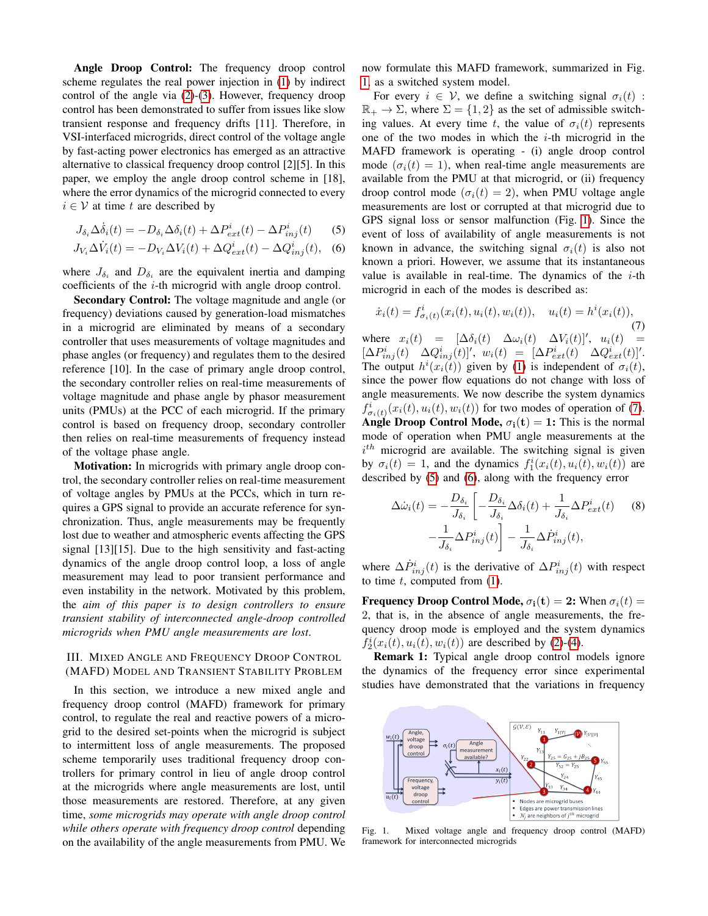**Angle Droop Control:** The frequency droop control scheme regulates the real power injection in (1) by indirect control of the angle via (2)-(3). However, frequency droop control has been demonstrated to suffer from issues like slow transient response and frequency drifts [11]. Therefore, in VSI-interfaced microgrids, direct control of the voltage angle by fast-acting power electronics has emerged as an attractive alternative to classical frequency droop control [2][5]. In this paper, we employ the angle droop control scheme in [18], where the error dynamics of the microgrid connected to every $i \in \mathcal{V}$ at time $t$ are described by

$$J_{\delta_i}\Delta\dot{\delta}_i(t) = -D_{\delta_i}\Delta\delta_i(t) + \Delta P^i_{ext}(t) - \Delta P^i_{inj}(t) \quad (5)$$

$$J_{V_i}\Delta\dot{V}_i(t) = -D_{V_i}\Delta V_i(t) + \Delta Q^i_{ext}(t) - \Delta Q^i_{inj}(t), \quad (6)$$

where $J_{\delta_i}$ and $D_{\delta_i}$ are the equivalent inertia and damping coefficients of the $i$-th microgrid with angle droop control.

**Secondary Control:** The voltage magnitude and angle (or frequency) deviations caused by generation-load mismatches in a microgrid are eliminated by means of a secondary controller that uses measurements of voltage magnitudes and phase angles (or frequency) and regulates them to the desired reference [10]. In the case of primary angle droop control, the secondary controller relies on real-time measurements of voltage magnitude and phase angle by phasor measurement units (PMUs) at the PCC of each microgrid. If the primary control is based on frequency droop, secondary controller then relies on real-time measurements of frequency instead of the voltage phase angle.

**Motivation:** In microgrids with primary angle droop control, the secondary controller relies on real-time measurement of voltage angles by PMUs at the PCCs, which in turn requires a GPS signal to provide an accurate reference for synchronization. Thus, angle measurements may be frequently lost due to weather and atmospheric events affecting the GPS signal [13][15]. Due to the high sensitivity and fast-acting dynamics of the angle droop control loop, a loss of angle measurement may lead to poor transient performance and even instability in the network. Motivated by this problem, the *aim of this paper is to design controllers to ensure transient stability of interconnected angle-droop controlled microgrids when PMU angle measurements are lost*.

## III. Mixed Angle and Frequency Droop Control (MAFD) Model and Transient Stability Problem

In this section, we introduce a new mixed angle and frequency droop control (MAFD) framework for primary control, to regulate the real and reactive powers of a microgrid to the desired set-points when the microgrid is subject to intermittent loss of angle measurements. The proposed scheme temporarily uses traditional frequency droop controllers for primary control in lieu of angle droop control at the microgrids where angle measurements are lost, until those measurements are restored. Therefore, at any given time, *some microgrids may operate with angle droop control while others operate with frequency droop control* depending on the availability of the angle measurements from PMU. We now formulate this MAFD framework, summarized in Fig. 1, as a switched system model.

For every $i \in \mathcal{V}$, we define a switching signal $\sigma_i(t) : \mathbb{R}_+ \rightarrow \Sigma$, where $\Sigma = \{1, 2\}$ as the set of admissible switching values. At every time $t$, the value of $\sigma_i(t)$ represents one of the two modes in which the $i$-th microgrid in the MAFD framework is operating - (i) angle droop control mode ($\sigma_i(t) = 1$), when real-time angle measurements are available from the PMU at that microgrid, or (ii) frequency droop control mode ($\sigma_i(t) = 2$), when PMU voltage angle measurements are lost or corrupted at that microgrid due to GPS signal loss or sensor malfunction (Fig. 1). Since the event of loss of availability of angle measurements is not known in advance, the switching signal $\sigma_i(t)$ is also not known a priori. However, we assume that its instantaneous value is available in real-time. The dynamics of the $i$-th microgrid in each of the modes is described as:

$$\dot{x}_i(t) = f^i_{\sigma_i(t)}(x_i(t), u_i(t), w_i(t)), \quad u_i(t) = h^i(x_i(t)), \quad (7)$$

where $x_i(t) = [\Delta\delta_i(t) \quad \Delta\omega_i(t) \quad \Delta V_i(t)]'$, $u_i(t) = [\Delta P^i_{inj}(t) \quad \Delta Q^i_{inj}(t)]'$, $w_i(t) = [\Delta P^i_{ext}(t) \quad \Delta Q^i_{ext}(t)]'$. The output $h^i(x_i(t))$ given by (1) is independent of $\sigma_i(t)$, since the power flow equations do not change with loss of angle measurements. We now describe the system dynamics $f^i_{\sigma_i(t)}(x_i(t), u_i(t), w_i(t))$ for two modes of operation of (7).

**Angle Droop Control Mode, $\sigma_i(t) = 1$:** This is the normal mode of operation when PMU angle measurements at the $i^{th}$ microgrid are available. The switching signal is given by $\sigma_i(t) = 1$, and the dynamics $f^i_1(x_i(t), u_i(t), w_i(t))$ are described by (5) and (6), along with the frequency error

$$\Delta\dot{\omega}_i(t) = -\frac{D_{\delta_i}}{J_{\delta_i}}\left[-\frac{D_{\delta_i}}{J_{\delta_i}}\Delta\delta_i(t) + \frac{1}{J_{\delta_i}}\Delta P^i_{ext}(t) - \frac{1}{J_{\delta_i}}\Delta P^i_{inj}(t)\right] - \frac{1}{J_{\delta_i}}\Delta\dot{P}^i_{inj}(t), \quad (8)$$

where $\Delta\dot{P}^i_{inj}(t)$ is the derivative of $\Delta P^i_{inj}(t)$ with respect to time $t$, computed from (1).

**Frequency Droop Control Mode, $\sigma_i(t) = 2$:** When $\sigma_i(t) = 2$, that is, in the absence of angle measurements, the frequency droop mode is employed and the system dynamics $f^i_2(x_i(t), u_i(t), w_i(t))$ are described by (2)-(4).

**Remark 1:** Typical angle droop control models ignore the dynamics of the frequency error since experimental studies have demonstrated that the variations in frequency

Fig. 1. Mixed voltage angle and frequency droop control (MAFD) framework for interconnected microgrids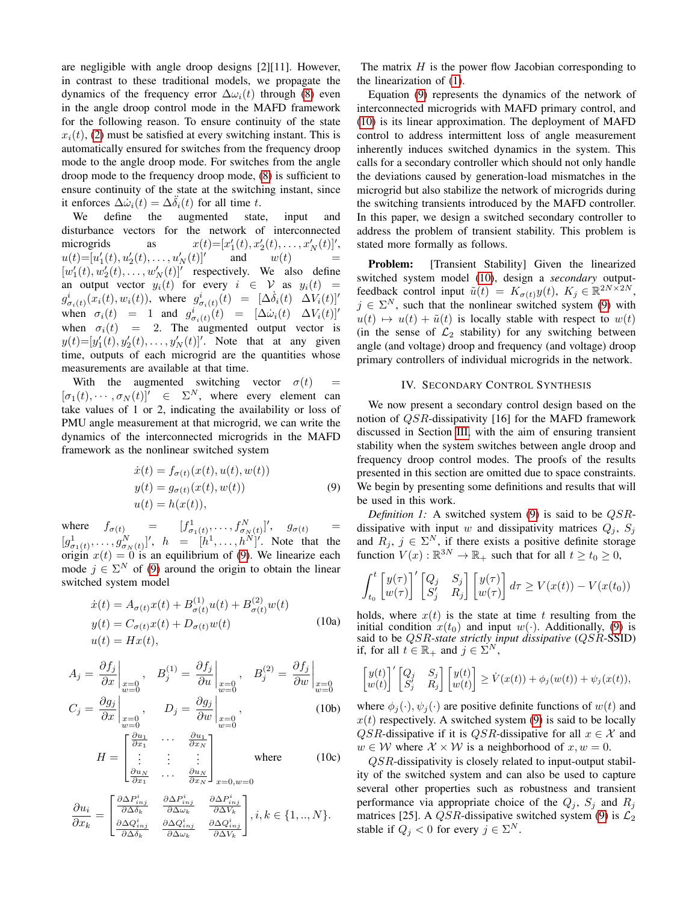are negligible with angle droop designs [2][11]. However, in contrast to these traditional models, we propagate the dynamics of the frequency error $\Delta\omega_i(t)$ through (8) even in the angle droop control mode in the MAFD framework for the following reason. To ensure continuity of the state $x_i(t)$, (2) must be satisfied at every switching instant. This is automatically ensured for switches from the frequency droop mode to the angle droop mode. For switches from the angle droop mode to the frequency droop mode, (8) is sufficient to ensure continuity of the state at the switching instant, since it enforces $\Delta\dot{\omega}_i(t) = \Delta\ddot{\delta}_i(t)$ for all time $t$.

We define the augmented state, input and disturbance vectors for the network of interconnected microgrids as $x(t)=[x_1'(t), x_2'(t), \ldots, x_N'(t)]'$, $u(t)=[u_1'(t), u_2'(t), \ldots, u_N'(t)]'$ and $w(t) = [w_1'(t), w_2'(t), \ldots, w_N'(t)]'$ respectively. We also define an output vector $y_i(t)$ for every $i \in \mathcal{V}$ as $y_i(t) = g^i_{\sigma_i(t)}(x_i(t), w_i(t))$, where $g^i_{\sigma_i(t)}(t) = [\Delta\dot{\delta}_i(t) \;\; \Delta V_i(t)]'$ when $\sigma_i(t) = 1$ and $g^i_{\sigma_i(t)}(t) = [\Delta\dot{\omega}_i(t) \;\; \Delta V_i(t)]'$ when $\sigma_i(t) = 2$. The augmented output vector is $y(t)=[y_1'(t), y_2'(t), \ldots, y_N'(t)]'$. Note that at any given time, outputs of each microgrid are the quantities whose measurements are available at that time.

With the augmented switching vector $\sigma(t) = [\sigma_1(t), \cdots, \sigma_N(t)]' \in \Sigma^N$, where every element can take values of 1 or 2, indicating the availability or loss of PMU angle measurement at that microgrid, we can write the dynamics of the interconnected microgrids in the MAFD framework as the nonlinear switched system

$$
\begin{aligned}
\dot{x}(t) &= f_{\sigma(t)}(x(t), u(t), w(t)) \\
y(t) &= g_{\sigma(t)}(x(t), w(t)) \\
u(t) &= h(x(t)),
\end{aligned} \tag{9}
$$

where $f_{\sigma(t)} = [f^1_{\sigma_1(t)}, \ldots, f^N_{\sigma_N(t)}]'$, $g_{\sigma(t)} = [g^1_{\sigma_1(t)}, \ldots, g^N_{\sigma_N(t)}]'$, $h = [h^1, \ldots, h^N]'$. Note that the origin $x(t) = 0$ is an equilibrium of (9). We linearize each mode $j \in \Sigma^N$ of (9) around the origin to obtain the linear switched system model

$$
\begin{aligned}
\dot{x}(t) &= A_{\sigma(t)}x(t) + B^{(1)}_{\sigma(t)}u(t) + B^{(2)}_{\sigma(t)}w(t) \\
y(t) &= C_{\sigma(t)}x(t) + D_{\sigma(t)}w(t) \\
u(t) &= Hx(t),
\end{aligned} \tag{10a}
$$

$$
A_j = \left.\frac{\partial f_j}{\partial x}\right|_{\substack{x=0\\w=0}}, \quad B^{(1)}_j = \left.\frac{\partial f_j}{\partial u}\right|_{\substack{x=0\\w=0}}, \quad B^{(2)}_j = \left.\frac{\partial f_j}{\partial w}\right|_{\substack{x=0\\w=0}}
$$

$$
C_j = \left.\frac{\partial g_j}{\partial x}\right|_{\substack{x=0\\w=0}}, \qquad D_j = \left.\frac{\partial g_j}{\partial w}\right|_{\substack{x=0\\w=0}}, \tag{10b}
$$

$$
H = \begin{bmatrix} \frac{\partial u_1}{\partial x_1} & \cdots & \frac{\partial u_1}{\partial x_N} \\ \vdots & \vdots & \vdots \\ \frac{\partial u_N}{\partial x_1} & \cdots & \frac{\partial u_N}{\partial x_N} \end{bmatrix}_{x=0,w=0} \quad \text{where} \tag{10c}
$$

$$
\frac{\partial u_i}{\partial x_k} = \begin{bmatrix} \frac{\partial \Delta P^i_{inj}}{\partial \Delta\delta_k} & \frac{\partial \Delta P^i_{inj}}{\partial \Delta\omega_k} & \frac{\partial \Delta P^i_{inj}}{\partial \Delta V_k} \\ \frac{\partial \Delta Q^i_{inj}}{\partial \Delta\delta_k} & \frac{\partial \Delta Q^i_{inj}}{\partial \Delta\omega_k} & \frac{\partial \Delta Q^i_{inj}}{\partial \Delta V_k} \end{bmatrix}, i, k \in \{1, .., N\}.
$$

The matrix $H$ is the power flow Jacobian corresponding to the linearization of (1).

Equation (9) represents the dynamics of the network of interconnected microgrids with MAFD primary control, and (10) is its linear approximation. The deployment of MAFD control to address intermittent loss of angle measurement inherently induces switched dynamics in the system. This calls for a secondary controller which should not only handle the deviations caused by generation-load mismatches in the microgrid but also stabilize the network of microgrids during the switching transients introduced by the MAFD controller. In this paper, we design a switched secondary controller to address the problem of transient stability. This problem is stated more formally as follows.

**Problem:** [Transient Stability] Given the linearized switched system model (10), design a *secondary* output-feedback control input $\tilde{u}(t) = K_{\sigma(t)}y(t)$, $K_j \in \mathbb{R}^{2N\times 2N}$, $j \in \Sigma^N$, such that the nonlinear switched system (9) with $u(t) \mapsto u(t) + \tilde{u}(t)$ is locally stable with respect to $w(t)$ (in the sense of $\mathcal{L}_2$ stability) for any switching between angle (and voltage) droop and frequency (and voltage) droop primary controllers of individual microgrids in the network.

## IV. Secondary Control Synthesis

We now present a secondary control design based on the notion of $QSR$-dissipativity [16] for the MAFD framework discussed in Section III, with the aim of ensuring transient stability when the system switches between angle droop and frequency droop control modes. The proofs of the results presented in this section are omitted due to space constraints. We begin by presenting some definitions and results that will be used in this work.

*Definition 1:* A switched system (9) is said to be $QSR$-dissipative with input $w$ and dissipativity matrices $Q_j$, $S_j$ and $R_j$, $j \in \Sigma^N$, if there exists a positive definite storage function $V(x) : \mathbb{R}^{3N} \to \mathbb{R}_+$ such that for all $t \geq t_0 \geq 0$,

$$
\int_{t_0}^{t} \begin{bmatrix} y(\tau) \\ w(\tau) \end{bmatrix}' \begin{bmatrix} Q_j & S_j \\ S_j' & R_j \end{bmatrix} \begin{bmatrix} y(\tau) \\ w(\tau) \end{bmatrix} d\tau \geq V(x(t)) - V(x(t_0))
$$

holds, where $x(t)$ is the state at time $t$ resulting from the initial condition $x(t_0)$ and input $w(\cdot)$. Additionally, (9) is said to be $QSR$-*state strictly input dissipative* ($QSR$-SSID) if, for all $t \in \mathbb{R}_+$ and $j \in \Sigma^N$,

$$
\begin{bmatrix} y(t) \\ w(t) \end{bmatrix}' \begin{bmatrix} Q_j & S_j \\ S_j' & R_j \end{bmatrix} \begin{bmatrix} y(t) \\ w(t) \end{bmatrix} \geq \dot{V}(x(t)) + \phi_j(w(t)) + \psi_j(x(t)),
$$

where $\phi_j(\cdot), \psi_j(\cdot)$ are positive definite functions of $w(t)$ and $x(t)$ respectively. A switched system (9) is said to be locally $QSR$-dissipative if it is $QSR$-dissipative for all $x \in \mathcal{X}$ and $w \in \mathcal{W}$ where $\mathcal{X} \times \mathcal{W}$ is a neighborhood of $x, w = 0$.

$QSR$-dissipativity is closely related to input-output stability of the switched system and can also be used to capture several other properties such as robustness and transient performance via appropriate choice of the $Q_j$, $S_j$ and $R_j$ matrices [25]. A $QSR$-dissipative switched system (9) is $\mathcal{L}_2$ stable if $Q_j < 0$ for every $j \in \Sigma^N$.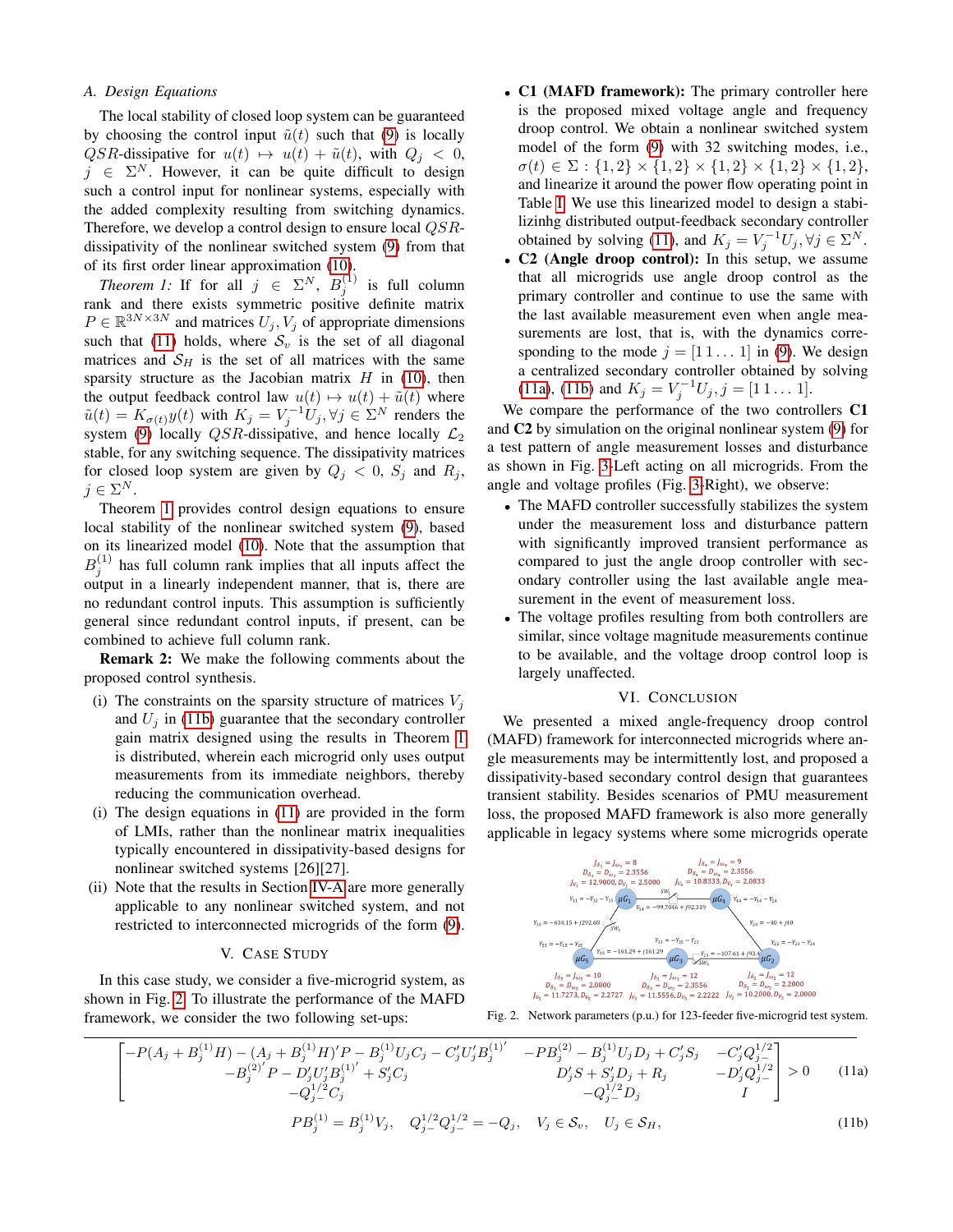### A. Design Equations

The local stability of closed loop system can be guaranteed by choosing the control input $\tilde{u}(t)$ such that (9) is locally $QSR$-dissipative for $u(t) \mapsto u(t) + \tilde{u}(t)$, with $Q_j < 0$, $j \in \Sigma^N$. However, it can be quite difficult to design such a control input for nonlinear systems, especially with the added complexity resulting from switching dynamics. Therefore, we develop a control design to ensure local $QSR$-dissipativity of the nonlinear switched system (9) from that of its first order linear approximation (10).

*Theorem 1:* If for all $j \in \Sigma^N$, $B_j^{(1)}$ is full column rank and there exists symmetric positive definite matrix $P \in \mathbb{R}^{3N \times 3N}$ and matrices $U_j, V_j$ of appropriate dimensions such that (11) holds, where $\mathcal{S}_v$ is the set of all diagonal matrices and $\mathcal{S}_H$ is the set of all matrices with the same sparsity structure as the Jacobian matrix $H$ in (10), then the output feedback control law $u(t) \mapsto u(t) + \tilde{u}(t)$ where $\tilde{u}(t) = K_{\sigma(t)} y(t)$ with $K_j = V_j^{-1} U_j, \forall j \in \Sigma^N$ renders the system (9) locally $QSR$-dissipative, and hence locally $\mathcal{L}_2$ stable, for any switching sequence. The dissipativity matrices for closed loop system are given by $Q_j < 0$, $S_j$ and $R_j$, $j \in \Sigma^N$.

Theorem 1 provides control design equations to ensure local stability of the nonlinear switched system (9), based on its linearized model (10). Note that the assumption that $B_j^{(1)}$ has full column rank implies that all inputs affect the output in a linearly independent manner, that is, there are no redundant control inputs. This assumption is sufficiently general since redundant control inputs, if present, can be combined to achieve full column rank.

**Remark 2:** We make the following comments about the proposed control synthesis.

(i) The constraints on the sparsity structure of matrices $V_j$ and $U_j$ in (11b) guarantee that the secondary controller gain matrix designed using the results in Theorem 1 is distributed, wherein each microgrid only uses output measurements from its immediate neighbors, thereby reducing the communication overhead.

(i) The design equations in (11) are provided in the form of LMIs, rather than the nonlinear matrix inequalities typically encountered in dissipativity-based designs for nonlinear switched systems [26][27].

(ii) Note that the results in Section IV-A are more generally applicable to any nonlinear switched system, and not restricted to interconnected microgrids of the form (9).

## V. Case Study

In this case study, we consider a five-microgrid system, as shown in Fig. 2. To illustrate the performance of the MAFD framework, we consider the two following set-ups:

- **C1 (MAFD framework):** The primary controller here is the proposed mixed voltage angle and frequency droop control. We obtain a nonlinear switched system model of the form (9) with 32 switching modes, i.e., $\sigma(t) \in \Sigma : \{1,2\} \times \{1,2\} \times \{1,2\} \times \{1,2\} \times \{1,2\}$, and linearize it around the power flow operating point in Table I. We use this linearized model to design a stabilizinhg distributed output-feedback secondary controller obtained by solving (11), and $K_j = V_j^{-1} U_j, \forall j \in \Sigma^N$.
- **C2 (Angle droop control):** In this setup, we assume that all microgrids use angle droop control as the primary controller and continue to use the same with the last available measurement even when angle measurements are lost, that is, with the dynamics corresponding to the mode $j = [1\,1 \ldots 1]$ in (9). We design a centralized secondary controller obtained by solving (11a), (11b) and $K_j = V_j^{-1} U_j, j = [1\,1 \ldots 1]$.

We compare the performance of the two controllers **C1** and **C2** by simulation on the original nonlinear system (9) for a test pattern of angle measurement losses and disturbance as shown in Fig. 3-Left acting on all microgrids. From the angle and voltage profiles (Fig. 3-Right), we observe:

- The MAFD controller successfully stabilizes the system under the measurement loss and disturbance pattern with significantly improved transient performance as compared to just the angle droop controller with secondary controller using the last available angle measurement in the event of measurement loss.
- The voltage profiles resulting from both controllers are similar, since voltage magnitude measurements continue to be available, and the voltage droop control loop is largely unaffected.

## VI. Conclusion

We presented a mixed angle-frequency droop control (MAFD) framework for interconnected microgrids where angle measurements may be intermittently lost, and proposed a dissipativity-based secondary control design that guarantees transient stability. Besides scenarios of PMU measurement loss, the proposed MAFD framework is also more generally applicable in legacy systems where some microgrids operate

Fig. 2. Network parameters (p.u.) for 123-feeder five-microgrid test system.

$$
\begin{bmatrix}
-P(A_j + B_j^{(1)}H) - (A_j + B_j^{(1)}H)'P - B_j^{(1)}U_jC_j - C_j'U_j'B_j^{(1)'} & -PB_j^{(2)} - B_j^{(1)}U_jD_j + C_j'S_j & -C_j'Q_{j-}^{1/2} \\
-B_j^{(2)'}P - D_j'U_j'B_j^{(1)'} + S_j'C_j & D_j'S + S_j'D_j + R_j & -D_j'Q_{j-}^{1/2} \\
-Q_{j-}^{1/2}C_j & -Q_{j-}^{1/2}D_j & I
\end{bmatrix} > 0 \quad \text{(11a)}
$$

$$
PB_j^{(1)} = B_j^{(1)}V_j, \quad Q_{j-}^{1/2}Q_{j-}^{1/2} = -Q_j, \quad V_j \in \mathcal{S}_v, \quad U_j \in \mathcal{S}_H, \quad \text{(11b)}
$$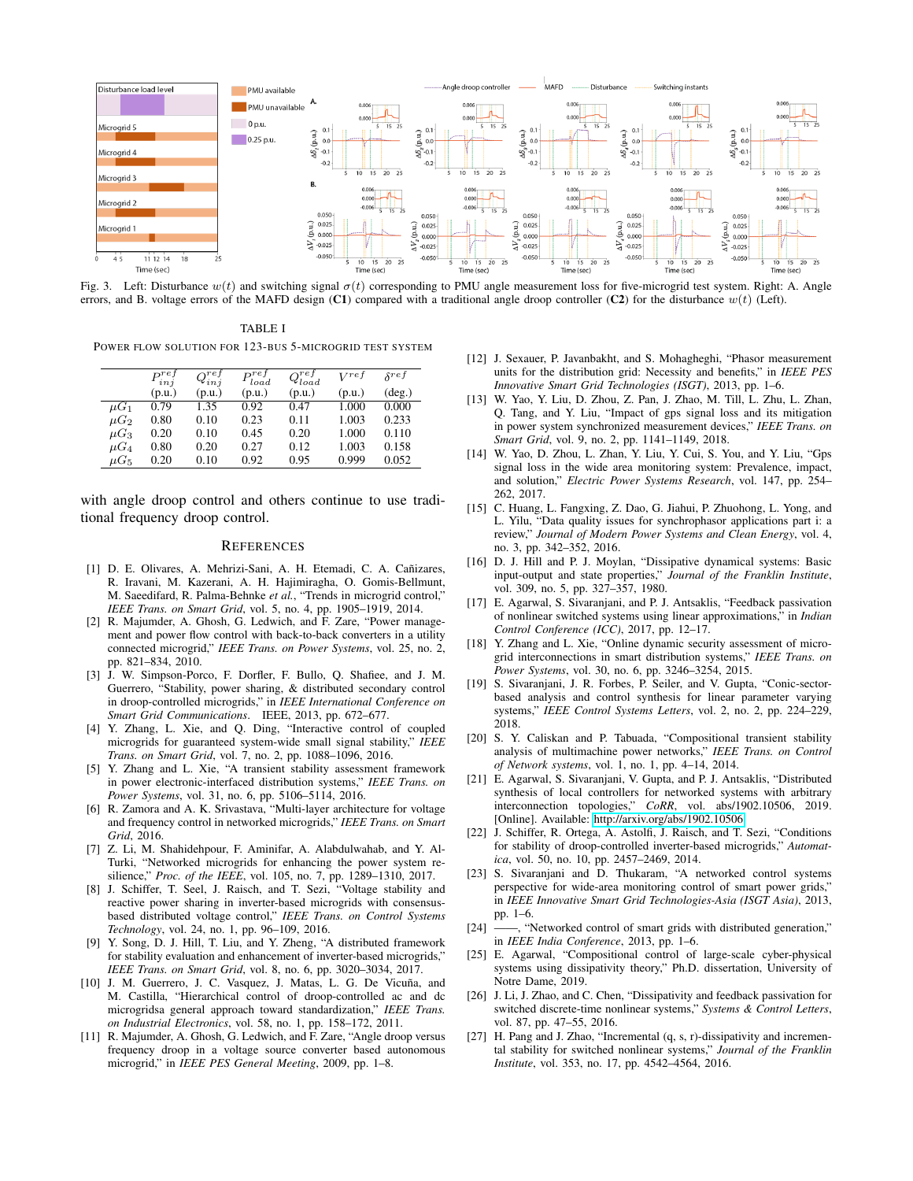Disturbance load level

PMU available

PMU unavailable

0 p.u.

0.25 p.u.

Microgrid 5

Microgrid 4

Microgrid 3

Microgrid 2

Microgrid 1

0 4 5 11 12 14 18 25

Time (sec)

Angle droop controller MAFD Disturbance Switching instants

A.

B.

Time (sec)

Fig. 3. Left: Disturbance $w(t)$ and switching signal $\sigma(t)$ corresponding to PMU angle measurement loss for five-microgrid test system. Right: A. Angle errors, and B. voltage errors of the MAFD design (**C1**) compared with a traditional angle droop controller (**C2**) for the disturbance $w(t)$ (Left).

TABLE I

POWER FLOW SOLUTION FOR 123-BUS 5-MICROGRID TEST SYSTEM

| | $P_{inj}^{ref}$ (p.u.) | $Q_{inj}^{ref}$ (p.u.) | $P_{load}^{ref}$ (p.u.) | $Q_{load}^{ref}$ (p.u.) | $V^{ref}$ (p.u.) | $\delta^{ref}$ (deg.) |
|---|---|---|---|---|---|---|
| $\mu G_1$ | 0.79 | 1.35 | 0.92 | 0.47 | 1.000 | 0.000 |
| $\mu G_2$ | 0.80 | 0.10 | 0.23 | 0.11 | 1.003 | 0.233 |
| $\mu G_3$ | 0.20 | 0.10 | 0.45 | 0.20 | 1.000 | 0.110 |
| $\mu G_4$ | 0.80 | 0.20 | 0.27 | 0.12 | 1.003 | 0.158 |
| $\mu G_5$ | 0.20 | 0.10 | 0.92 | 0.95 | 0.999 | 0.052 |

with angle droop control and others continue to use traditional frequency droop control.

## References

[1] D. E. Olivares, A. Mehrizi-Sani, A. H. Etemadi, C. A. Cañizares, R. Iravani, M. Kazerani, A. H. Hajimiragha, O. Gomis-Bellmunt, M. Saeedifard, R. Palma-Behnke *et al.*, "Trends in microgrid control," *IEEE Trans. on Smart Grid*, vol. 5, no. 4, pp. 1905–1919, 2014.

[2] R. Majumder, A. Ghosh, G. Ledwich, and F. Zare, "Power management and power flow control with back-to-back converters in a utility connected microgrid," *IEEE Trans. on Power Systems*, vol. 25, no. 2, pp. 821–834, 2010.

[3] J. W. Simpson-Porco, F. Dorfler, F. Bullo, Q. Shafiee, and J. M. Guerrero, "Stability, power sharing, & distributed secondary control in droop-controlled microgrids," in *IEEE International Conference on Smart Grid Communications*. IEEE, 2013, pp. 672–677.

[4] Y. Zhang, L. Xie, and Q. Ding, "Interactive control of coupled microgrids for guaranteed system-wide small signal stability," *IEEE Trans. on Smart Grid*, vol. 7, no. 2, pp. 1088–1096, 2016.

[5] Y. Zhang and L. Xie, "A transient stability assessment framework in power electronic-interfaced distribution systems," *IEEE Trans. on Power Systems*, vol. 31, no. 6, pp. 5106–5114, 2016.

[6] R. Zamora and A. K. Srivastava, "Multi-layer architecture for voltage and frequency control in networked microgrids," *IEEE Trans. on Smart Grid*, 2016.

[7] Z. Li, M. Shahidehpour, F. Aminifar, A. Alabdulwahab, and Y. Al-Turki, "Networked microgrids for enhancing the power system resilience," *Proc. of the IEEE*, vol. 105, no. 7, pp. 1289–1310, 2017.

[8] J. Schiffer, T. Seel, J. Raisch, and T. Sezi, "Voltage stability and reactive power sharing in inverter-based microgrids with consensus-based distributed voltage control," *IEEE Trans. on Control Systems Technology*, vol. 24, no. 1, pp. 96–109, 2016.

[9] Y. Song, D. J. Hill, T. Liu, and Y. Zheng, "A distributed framework for stability evaluation and enhancement of inverter-based microgrids," *IEEE Trans. on Smart Grid*, vol. 8, no. 6, pp. 3020–3034, 2017.

[10] J. M. Guerrero, J. C. Vasquez, J. Matas, L. G. De Vicuña, and M. Castilla, "Hierarchical control of droop-controlled ac and dc microgridsa general approach toward standardization," *IEEE Trans. on Industrial Electronics*, vol. 58, no. 1, pp. 158–172, 2011.

[11] R. Majumder, A. Ghosh, G. Ledwich, and F. Zare, "Angle droop versus frequency droop in a voltage source converter based autonomous microgrid," in *IEEE PES General Meeting*, 2009, pp. 1–8.

[12] J. Sexauer, P. Javanbakht, and S. Mohagheghi, "Phasor measurement units for the distribution grid: Necessity and benefits," in *IEEE PES Innovative Smart Grid Technologies (ISGT)*, 2013, pp. 1–6.

[13] W. Yao, Y. Liu, D. Zhou, Z. Pan, J. Zhao, M. Till, L. Zhu, L. Zhan, Q. Tang, and Y. Liu, "Impact of gps signal loss and its mitigation in power system synchronized measurement devices," *IEEE Trans. on Smart Grid*, vol. 9, no. 2, pp. 1141–1149, 2018.

[14] W. Yao, D. Zhou, L. Zhan, Y. Liu, Y. Cui, S. You, and Y. Liu, "Gps signal loss in the wide area monitoring system: Prevalence, impact, and solution," *Electric Power Systems Research*, vol. 147, pp. 254–262, 2017.

[15] C. Huang, L. Fangxing, Z. Dao, G. Jiahui, P. Zhuohong, L. Yong, and L. Yilu, "Data quality issues for synchrophasor applications part i: a review," *Journal of Modern Power Systems and Clean Energy*, vol. 4, no. 3, pp. 342–352, 2016.

[16] D. J. Hill and P. J. Moylan, "Dissipative dynamical systems: Basic input-output and state properties," *Journal of the Franklin Institute*, vol. 309, no. 5, pp. 327–357, 1980.

[17] E. Agarwal, S. Sivaranjani, and P. J. Antsaklis, "Feedback passivation of nonlinear switched systems using linear approximations," in *Indian Control Conference (ICC)*, 2017, pp. 12–17.

[18] Y. Zhang and L. Xie, "Online dynamic security assessment of microgrid interconnections in smart distribution systems," *IEEE Trans. on Power Systems*, vol. 30, no. 6, pp. 3246–3254, 2015.

[19] S. Sivaranjani, J. R. Forbes, P. Seiler, and V. Gupta, "Conic-sector-based analysis and control synthesis for linear parameter varying systems," *IEEE Control Systems Letters*, vol. 2, no. 2, pp. 224–229, 2018.

[20] S. Y. Caliskan and P. Tabuada, "Compositional transient stability analysis of multimachine power networks," *IEEE Trans. on Control of Network systems*, vol. 1, no. 1, pp. 4–14, 2014.

[21] E. Agarwal, S. Sivaranjani, V. Gupta, and P. J. Antsaklis, "Distributed synthesis of local controllers for networked systems with arbitrary interconnection topologies," *CoRR*, vol. abs/1902.10506, 2019. [Online]. Available: http://arxiv.org/abs/1902.10506

[22] J. Schiffer, R. Ortega, A. Astolfi, J. Raisch, and T. Sezi, "Conditions for stability of droop-controlled inverter-based microgrids," *Automatica*, vol. 50, no. 10, pp. 2457–2469, 2014.

[23] S. Sivaranjani and D. Thukaram, "A networked control systems perspective for wide-area monitoring control of smart power grids," in *IEEE Innovative Smart Grid Technologies-Asia (ISGT Asia)*, 2013, pp. 1–6.

[24] ——, "Networked control of smart grids with distributed generation," in *IEEE India Conference*, 2013, pp. 1–6.

[25] E. Agarwal, "Compositional control of large-scale cyber-physical systems using dissipativity theory," Ph.D. dissertation, University of Notre Dame, 2019.

[26] J. Li, J. Zhao, and C. Chen, "Dissipativity and feedback passivation for switched discrete-time nonlinear systems," *Systems & Control Letters*, vol. 87, pp. 47–55, 2016.

[27] H. Pang and J. Zhao, "Incremental (q, s, r)-dissipativity and incremental stability for switched nonlinear systems," *Journal of the Franklin Institute*, vol. 353, no. 17, pp. 4542–4564, 2016.